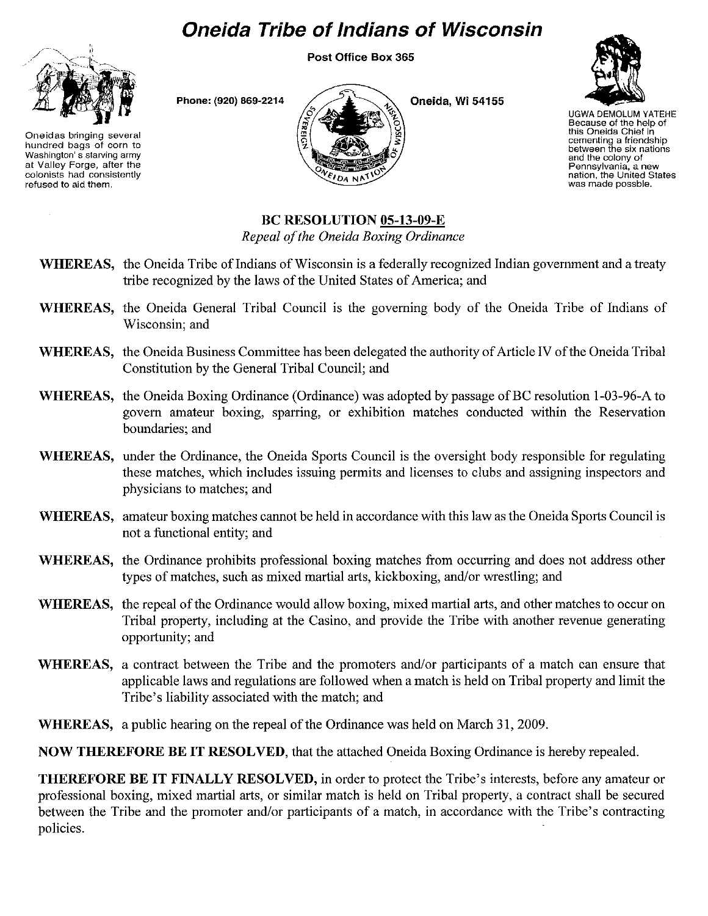# Oneida Tribe of Indians of Wisconsin

Post Office Box 365

Phone: (920) 869-2214

Oneida, Wi 54155

Oneidas bringing several hundred bags of corn to Washington's starving army at Valley Forge, after the colonists had consistently refused to aid them.

UGWA DEMOLUM YATEHE Because of the help of this Oneida Chief in cementing a friendship between the six nations and the colony of Pennsylvania, a new nation, the United States was made possble.

## BC RESOLUTION 05-13-09-E

*Repeal of the Oneida Boxing Ordinance*

**WHEREAS,** the Oneida Tribe of Indians of Wisconsin is a federally recognized Indian government and a treaty tribe recognized by the laws of the United States of America; and

**WHEREAS,** the Oneida General Tribal Council is the governing body of the Oneida Tribe of Indians of Wisconsin; and

**WHEREAS,** the Oneida Business Committee has been delegated the authority of Article IV of the Oneida Tribal Constitution by the General Tribal Council; and

**WHEREAS,** the Oneida Boxing Ordinance (Ordinance) was adopted by passage of BC resolution 1-03-96-A to govern amateur boxing, sparring, or exhibition matches conducted within the Reservation boundaries; and

**WHEREAS,** under the Ordinance, the Oneida Sports Council is the oversight body responsible for regulating these matches, which includes issuing permits and licenses to clubs and assigning inspectors and physicians to matches; and

**WHEREAS,** amateur boxing matches cannot be held in accordance with this law as the Oneida Sports Council is not a functional entity; and

**WHEREAS,** the Ordinance prohibits professional boxing matches from occurring and does not address other types of matches, such as mixed martial arts, kickboxing, and/or wrestling; and

**WHEREAS,** the repeal of the Ordinance would allow boxing, mixed martial arts, and other matches to occur on Tribal property, including at the Casino, and provide the Tribe with another revenue generating opportunity; and

**WHEREAS,** a contract between the Tribe and the promoters and/or participants of a match can ensure that applicable laws and regulations are followed when a match is held on Tribal property and limit the Tribe's liability associated with the match; and

**WHEREAS,** a public hearing on the repeal of the Ordinance was held on March 31, 2009.

**NOW THEREFORE BE IT RESOLVED**, that the attached Oneida Boxing Ordinance is hereby repealed.

**THEREFORE BE IT FINALLY RESOLVED,** in order to protect the Tribe's interests, before any amateur or professional boxing, mixed martial arts, or similar match is held on Tribal property, a contract shall be secured between the Tribe and the promoter and/or participants of a match, in accordance with the Tribe's contracting policies.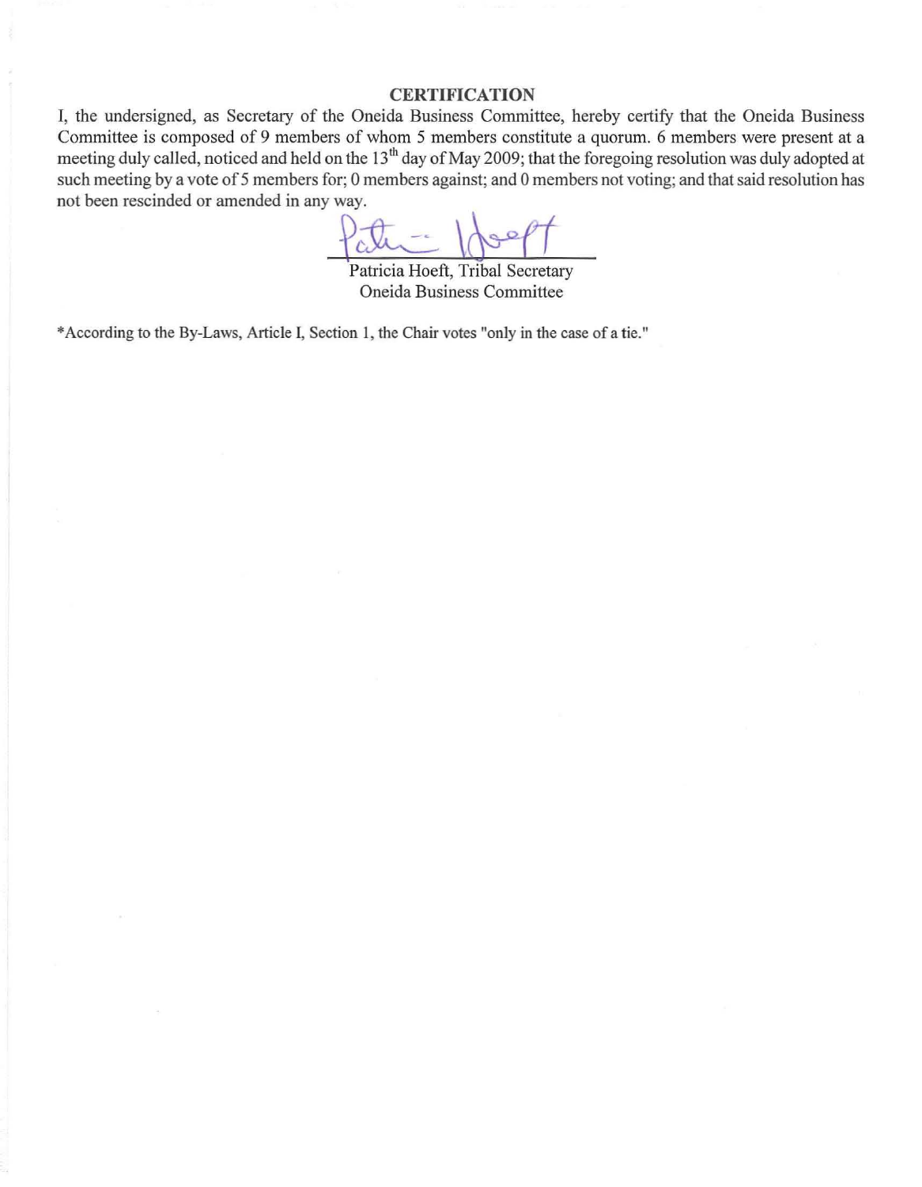## CERTIFICATION

I, the undersigned, as Secretary of the Oneida Business Committee, hereby certify that the Oneida Business Committee is composed of 9 members of whom 5 members constitute a quorum. 6 members were present at a meeting duly called, noticed and held on the 13th day of May 2009; that the foregoing resolution was duly adopted at such meeting by a vote of 5 members for; 0 members against; and 0 members not voting; and that said resolution has not been rescinded or amended in any way.

Patricia Hoeft, Tribal Secretary
Oneida Business Committee

*According to the By-Laws, Article I, Section 1, the Chair votes "only in the case of a tie."